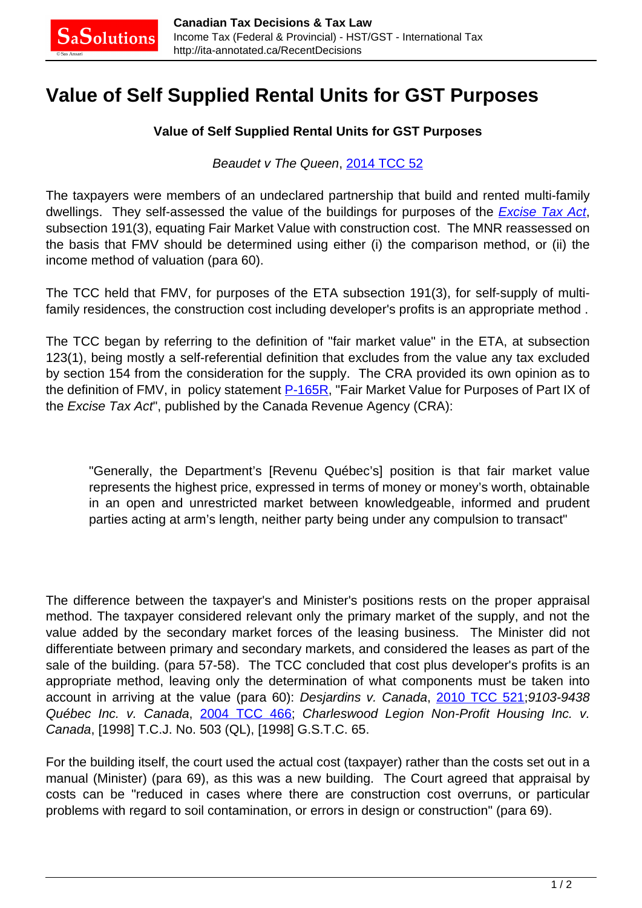# Value of Self Supplied Rental Units for GST Purposes

**Value of Self Supplied Rental Units for GST Purposes**

*Beaudet v The Queen*, 2014 TCC 52

The taxpayers were members of an undeclared partnership that build and rented multi-family dwellings. They self-assessed the value of the buildings for purposes of the *Excise Tax Act*, subsection 191(3), equating Fair Market Value with construction cost. The MNR reassessed on the basis that FMV should be determined using either (i) the comparison method, or (ii) the income method of valuation (para 60).

The TCC held that FMV, for purposes of the ETA subsection 191(3), for self-supply of multi-family residences, the construction cost including developer's profits is an appropriate method .

The TCC began by referring to the definition of "fair market value" in the ETA, at subsection 123(1), being mostly a self-referential definition that excludes from the value any tax excluded by section 154 from the consideration for the supply. The CRA provided its own opinion as to the definition of FMV, in policy statement P-165R, "Fair Market Value for Purposes of Part IX of the *Excise Tax Act*", published by the Canada Revenue Agency (CRA):

> "Generally, the Department's [Revenu Québec's] position is that fair market value represents the highest price, expressed in terms of money or money's worth, obtainable in an open and unrestricted market between knowledgeable, informed and prudent parties acting at arm's length, neither party being under any compulsion to transact"

The difference between the taxpayer's and Minister's positions rests on the proper appraisal method. The taxpayer considered relevant only the primary market of the supply, and not the value added by the secondary market forces of the leasing business. The Minister did not differentiate between primary and secondary markets, and considered the leases as part of the sale of the building. (para 57-58). The TCC concluded that cost plus developer's profits is an appropriate method, leaving only the determination of what components must be taken into account in arriving at the value (para 60): *Desjardins v. Canada*, 2010 TCC 521;*9103-9438 Québec Inc. v. Canada*, 2004 TCC 466; *Charleswood Legion Non-Profit Housing Inc. v. Canada*, [1998] T.C.J. No. 503 (QL), [1998] G.S.T.C. 65.

For the building itself, the court used the actual cost (taxpayer) rather than the costs set out in a manual (Minister) (para 69), as this was a new building. The Court agreed that appraisal by costs can be "reduced in cases where there are construction cost overruns, or particular problems with regard to soil contamination, or errors in design or construction" (para 69).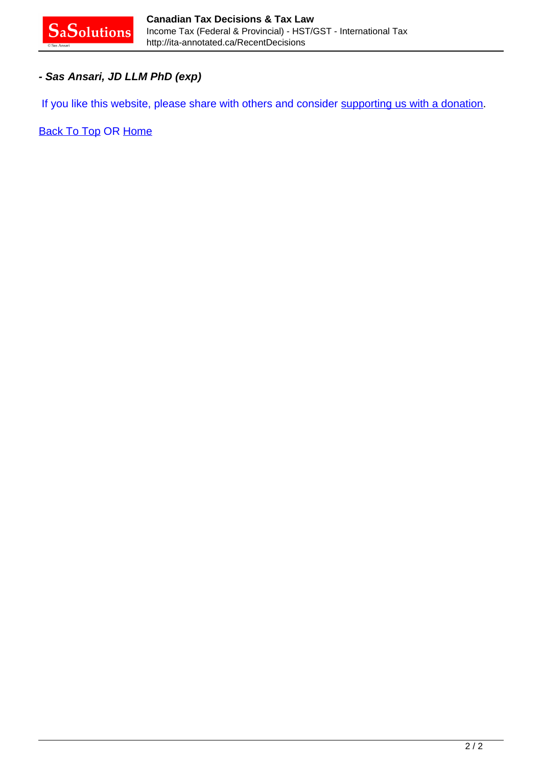***- Sas Ansari, JD LLM PhD (exp)***

If you like this website, please share with others and consider supporting us with a donation.

Back To Top OR Home